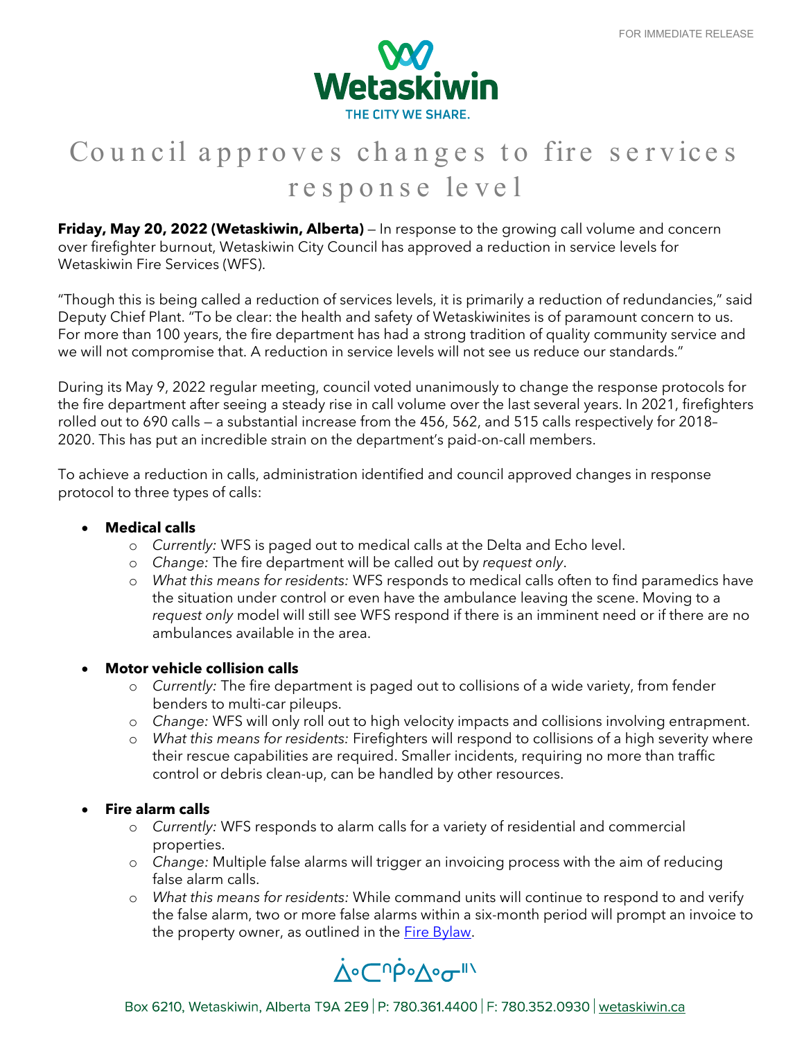FOR IMMEDIATE RELEASE

# Council approves changes to fire services response level

**Friday, May 20, 2022 (Wetaskiwin, Alberta)** — In response to the growing call volume and concern over firefighter burnout, Wetaskiwin City Council has approved a reduction in service levels for Wetaskiwin Fire Services (WFS).

"Though this is being called a reduction of services levels, it is primarily a reduction of redundancies," said Deputy Chief Plant. "To be clear: the health and safety of Wetaskiwinites is of paramount concern to us. For more than 100 years, the fire department has had a strong tradition of quality community service and we will not compromise that. A reduction in service levels will not see us reduce our standards."

During its May 9, 2022 regular meeting, council voted unanimously to change the response protocols for the fire department after seeing a steady rise in call volume over the last several years. In 2021, firefighters rolled out to 690 calls — a substantial increase from the 456, 562, and 515 calls respectively for 2018–2020. This has put an incredible strain on the department's paid-on-call members.

To achieve a reduction in calls, administration identified and council approved changes in response protocol to three types of calls:

- **Medical calls**
  - *Currently:* WFS is paged out to medical calls at the Delta and Echo level.
  - *Change:* The fire department will be called out by *request only*.
  - *What this means for residents:* WFS responds to medical calls often to find paramedics have the situation under control or even have the ambulance leaving the scene. Moving to a *request only* model will still see WFS respond if there is an imminent need or if there are no ambulances available in the area.

- **Motor vehicle collision calls**
  - *Currently:* The fire department is paged out to collisions of a wide variety, from fender benders to multi-car pileups.
  - *Change:* WFS will only roll out to high velocity impacts and collisions involving entrapment.
  - *What this means for residents:* Firefighters will respond to collisions of a high severity where their rescue capabilities are required. Smaller incidents, requiring no more than traffic control or debris clean-up, can be handled by other resources.

- **Fire alarm calls**
  - *Currently:* WFS responds to alarm calls for a variety of residential and commercial properties.
  - *Change:* Multiple false alarms will trigger an invoicing process with the aim of reducing false alarm calls.
  - *What this means for residents:* While command units will continue to respond to and verify the false alarm, two or more false alarms within a six-month period will prompt an invoice to the property owner, as outlined in the [Fire Bylaw](#).

ᐄᐧᑕᐦᑭᐧᐃᐧᓂᐦᐠ

Box 6210, Wetaskiwin, Alberta T9A 2E9 | P: 780.361.4400 | F: 780.352.0930 | wetaskiwin.ca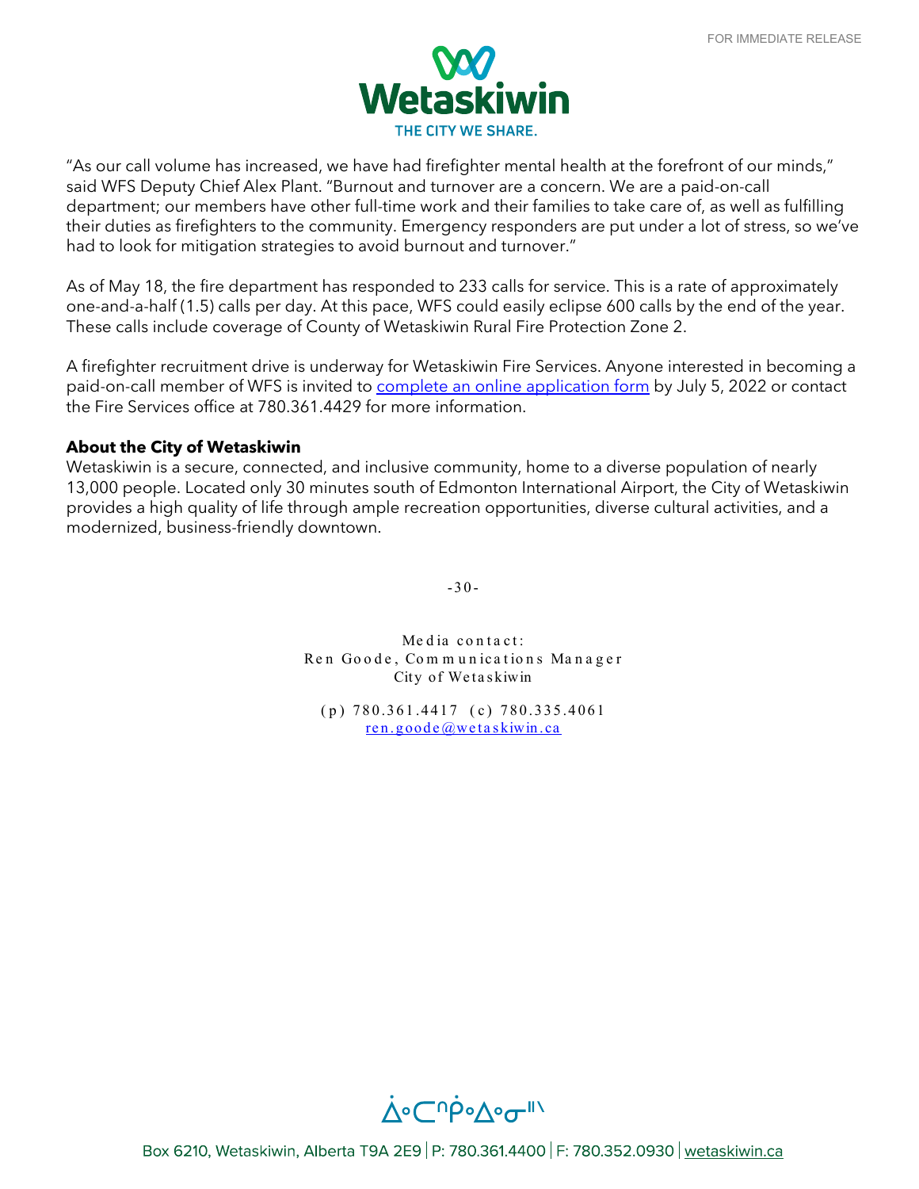"As our call volume has increased, we have had firefighter mental health at the forefront of our minds," said WFS Deputy Chief Alex Plant. "Burnout and turnover are a concern. We are a paid-on-call department; our members have other full-time work and their families to take care of, as well as fulfilling their duties as firefighters to the community. Emergency responders are put under a lot of stress, so we've had to look for mitigation strategies to avoid burnout and turnover."

As of May 18, the fire department has responded to 233 calls for service. This is a rate of approximately one-and-a-half (1.5) calls per day. At this pace, WFS could easily eclipse 600 calls by the end of the year. These calls include coverage of County of Wetaskiwin Rural Fire Protection Zone 2.

A firefighter recruitment drive is underway for Wetaskiwin Fire Services. Anyone interested in becoming a paid-on-call member of WFS is invited to complete an online application form by July 5, 2022 or contact the Fire Services office at 780.361.4429 for more information.

**About the City of Wetaskiwin**
Wetaskiwin is a secure, connected, and inclusive community, home to a diverse population of nearly 13,000 people. Located only 30 minutes south of Edmonton International Airport, the City of Wetaskiwin provides a high quality of life through ample recreation opportunities, diverse cultural activities, and a modernized, business-friendly downtown.

-30-

Media contact:
Ren Goode, Communications Manager
City of Wetaskiwin

(p) 780.361.4417 (c) 780.335.4061
ren.goode@wetaskiwin.ca